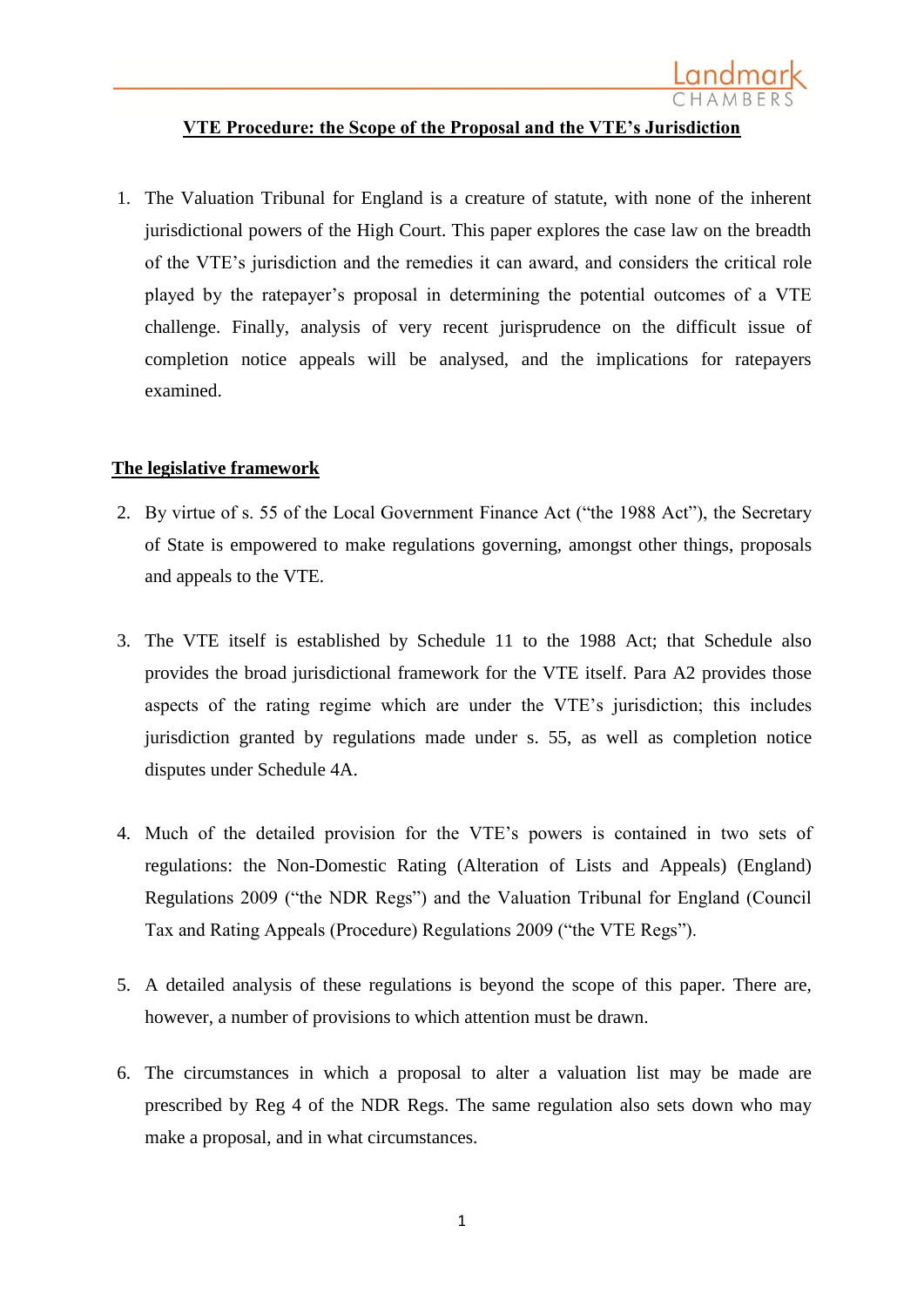# VTE Procedure: the Scope of the Proposal and the VTE's Jurisdiction

1. The Valuation Tribunal for England is a creature of statute, with none of the inherent jurisdictional powers of the High Court. This paper explores the case law on the breadth of the VTE's jurisdiction and the remedies it can award, and considers the critical role played by the ratepayer's proposal in determining the potential outcomes of a VTE challenge. Finally, analysis of very recent jurisprudence on the difficult issue of completion notice appeals will be analysed, and the implications for ratepayers examined.

## The legislative framework

2. By virtue of s. 55 of the Local Government Finance Act ("the 1988 Act"), the Secretary of State is empowered to make regulations governing, amongst other things, proposals and appeals to the VTE.

3. The VTE itself is established by Schedule 11 to the 1988 Act; that Schedule also provides the broad jurisdictional framework for the VTE itself. Para A2 provides those aspects of the rating regime which are under the VTE's jurisdiction; this includes jurisdiction granted by regulations made under s. 55, as well as completion notice disputes under Schedule 4A.

4. Much of the detailed provision for the VTE's powers is contained in two sets of regulations: the Non-Domestic Rating (Alteration of Lists and Appeals) (England) Regulations 2009 ("the NDR Regs") and the Valuation Tribunal for England (Council Tax and Rating Appeals (Procedure) Regulations 2009 ("the VTE Regs").

5. A detailed analysis of these regulations is beyond the scope of this paper. There are, however, a number of provisions to which attention must be drawn.

6. The circumstances in which a proposal to alter a valuation list may be made are prescribed by Reg 4 of the NDR Regs. The same regulation also sets down who may make a proposal, and in what circumstances.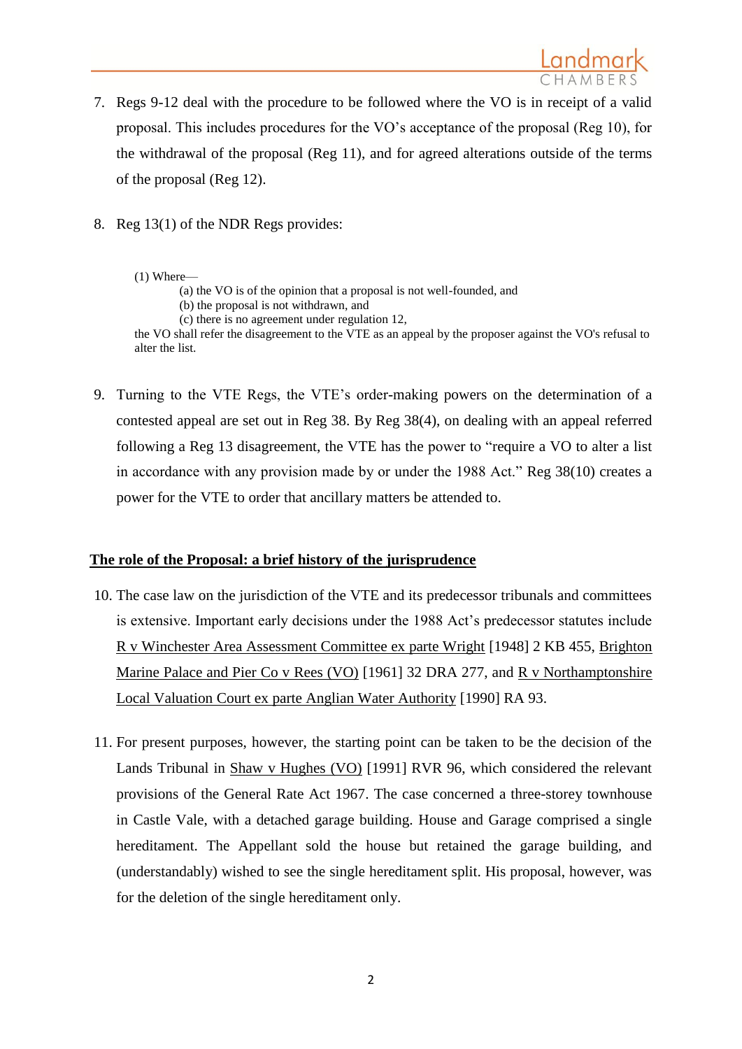7. Regs 9-12 deal with the procedure to be followed where the VO is in receipt of a valid proposal. This includes procedures for the VO's acceptance of the proposal (Reg 10), for the withdrawal of the proposal (Reg 11), and for agreed alterations outside of the terms of the proposal (Reg 12).

8. Reg 13(1) of the NDR Regs provides:

> (1) Where—
>
> (a) the VO is of the opinion that a proposal is not well-founded, and
>
> (b) the proposal is not withdrawn, and
>
> (c) there is no agreement under regulation 12,
>
> the VO shall refer the disagreement to the VTE as an appeal by the proposer against the VO's refusal to alter the list.

9. Turning to the VTE Regs, the VTE's order-making powers on the determination of a contested appeal are set out in Reg 38. By Reg 38(4), on dealing with an appeal referred following a Reg 13 disagreement, the VTE has the power to "require a VO to alter a list in accordance with any provision made by or under the 1988 Act." Reg 38(10) creates a power for the VTE to order that ancillary matters be attended to.

## The role of the Proposal: a brief history of the jurisprudence

10. The case law on the jurisdiction of the VTE and its predecessor tribunals and committees is extensive. Important early decisions under the 1988 Act's predecessor statutes include R v Winchester Area Assessment Committee ex parte Wright [1948] 2 KB 455, Brighton Marine Palace and Pier Co v Rees (VO) [1961] 32 DRA 277, and R v Northamptonshire Local Valuation Court ex parte Anglian Water Authority [1990] RA 93.

11. For present purposes, however, the starting point can be taken to be the decision of the Lands Tribunal in Shaw v Hughes (VO) [1991] RVR 96, which considered the relevant provisions of the General Rate Act 1967. The case concerned a three-storey townhouse in Castle Vale, with a detached garage building. House and Garage comprised a single hereditament. The Appellant sold the house but retained the garage building, and (understandably) wished to see the single hereditament split. His proposal, however, was for the deletion of the single hereditament only.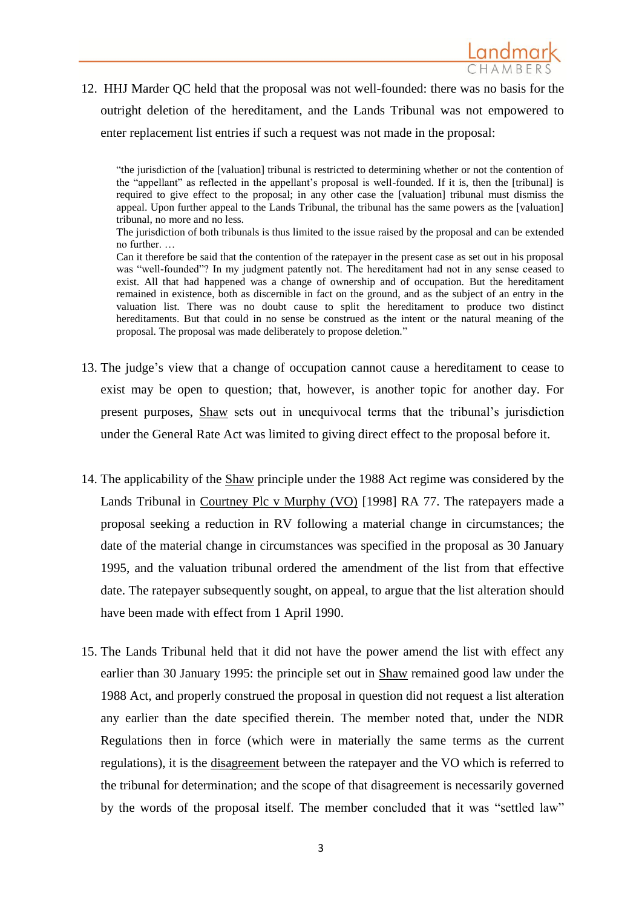12. HHJ Marder QC held that the proposal was not well-founded: there was no basis for the outright deletion of the hereditament, and the Lands Tribunal was not empowered to enter replacement list entries if such a request was not made in the proposal:

> "the jurisdiction of the [valuation] tribunal is restricted to determining whether or not the contention of the "appellant" as reflected in the appellant's proposal is well-founded. If it is, then the [tribunal] is required to give effect to the proposal; in any other case the [valuation] tribunal must dismiss the appeal. Upon further appeal to the Lands Tribunal, the tribunal has the same powers as the [valuation] tribunal, no more and no less.
>
> The jurisdiction of both tribunals is thus limited to the issue raised by the proposal and can be extended no further. …
>
> Can it therefore be said that the contention of the ratepayer in the present case as set out in his proposal was "well-founded"? In my judgment patently not. The hereditament had not in any sense ceased to exist. All that had happened was a change of ownership and of occupation. But the hereditament remained in existence, both as discernible in fact on the ground, and as the subject of an entry in the valuation list. There was no doubt cause to split the hereditament to produce two distinct hereditaments. But that could in no sense be construed as the intent or the natural meaning of the proposal. The proposal was made deliberately to propose deletion."

13. The judge's view that a change of occupation cannot cause a hereditament to cease to exist may be open to question; that, however, is another topic for another day. For present purposes, Shaw sets out in unequivocal terms that the tribunal's jurisdiction under the General Rate Act was limited to giving direct effect to the proposal before it.

14. The applicability of the Shaw principle under the 1988 Act regime was considered by the Lands Tribunal in Courtney Plc v Murphy (VO) [1998] RA 77. The ratepayers made a proposal seeking a reduction in RV following a material change in circumstances; the date of the material change in circumstances was specified in the proposal as 30 January 1995, and the valuation tribunal ordered the amendment of the list from that effective date. The ratepayer subsequently sought, on appeal, to argue that the list alteration should have been made with effect from 1 April 1990.

15. The Lands Tribunal held that it did not have the power amend the list with effect any earlier than 30 January 1995: the principle set out in Shaw remained good law under the 1988 Act, and properly construed the proposal in question did not request a list alteration any earlier than the date specified therein. The member noted that, under the NDR Regulations then in force (which were in materially the same terms as the current regulations), it is the disagreement between the ratepayer and the VO which is referred to the tribunal for determination; and the scope of that disagreement is necessarily governed by the words of the proposal itself. The member concluded that it was "settled law"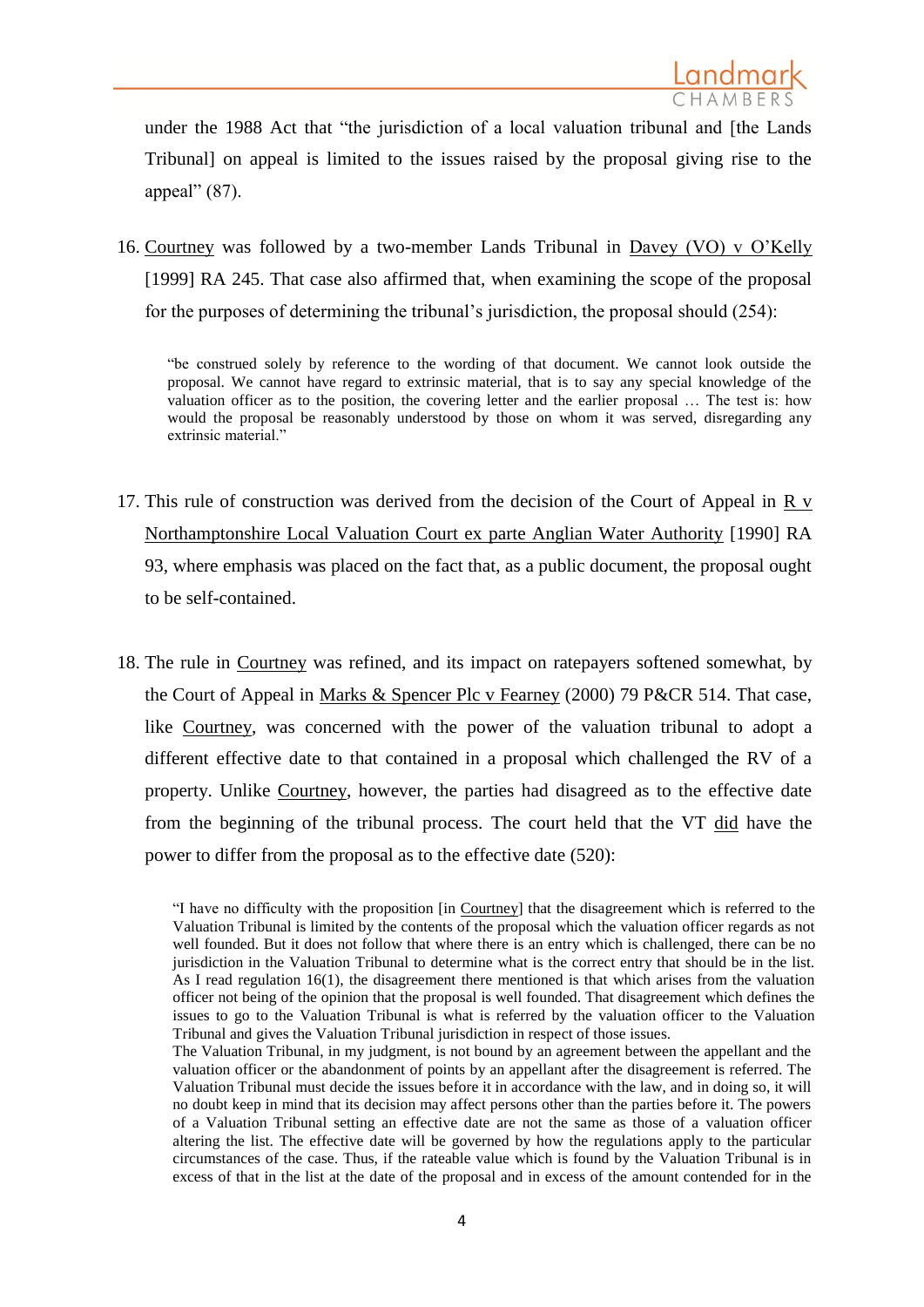under the 1988 Act that "the jurisdiction of a local valuation tribunal and [the Lands Tribunal] on appeal is limited to the issues raised by the proposal giving rise to the appeal" (87).

16. Courtney was followed by a two-member Lands Tribunal in Davey (VO) v O'Kelly [1999] RA 245. That case also affirmed that, when examining the scope of the proposal for the purposes of determining the tribunal's jurisdiction, the proposal should (254):

> "be construed solely by reference to the wording of that document. We cannot look outside the proposal. We cannot have regard to extrinsic material, that is to say any special knowledge of the valuation officer as to the position, the covering letter and the earlier proposal … The test is: how would the proposal be reasonably understood by those on whom it was served, disregarding any extrinsic material."

17. This rule of construction was derived from the decision of the Court of Appeal in R v Northamptonshire Local Valuation Court ex parte Anglian Water Authority [1990] RA 93, where emphasis was placed on the fact that, as a public document, the proposal ought to be self-contained.

18. The rule in Courtney was refined, and its impact on ratepayers softened somewhat, by the Court of Appeal in Marks & Spencer Plc v Fearney (2000) 79 P&CR 514. That case, like Courtney, was concerned with the power of the valuation tribunal to adopt a different effective date to that contained in a proposal which challenged the RV of a property. Unlike Courtney, however, the parties had disagreed as to the effective date from the beginning of the tribunal process. The court held that the VT did have the power to differ from the proposal as to the effective date (520):

> "I have no difficulty with the proposition [in Courtney] that the disagreement which is referred to the Valuation Tribunal is limited by the contents of the proposal which the valuation officer regards as not well founded. But it does not follow that where there is an entry which is challenged, there can be no jurisdiction in the Valuation Tribunal to determine what is the correct entry that should be in the list. As I read regulation 16(1), the disagreement there mentioned is that which arises from the valuation officer not being of the opinion that the proposal is well founded. That disagreement which defines the issues to go to the Valuation Tribunal is what is referred by the valuation officer to the Valuation Tribunal and gives the Valuation Tribunal jurisdiction in respect of those issues.
>
> The Valuation Tribunal, in my judgment, is not bound by an agreement between the appellant and the valuation officer or the abandonment of points by an appellant after the disagreement is referred. The Valuation Tribunal must decide the issues before it in accordance with the law, and in doing so, it will no doubt keep in mind that its decision may affect persons other than the parties before it. The powers of a Valuation Tribunal setting an effective date are not the same as those of a valuation officer altering the list. The effective date will be governed by how the regulations apply to the particular circumstances of the case. Thus, if the rateable value which is found by the Valuation Tribunal is in excess of that in the list at the date of the proposal and in excess of the amount contended for in the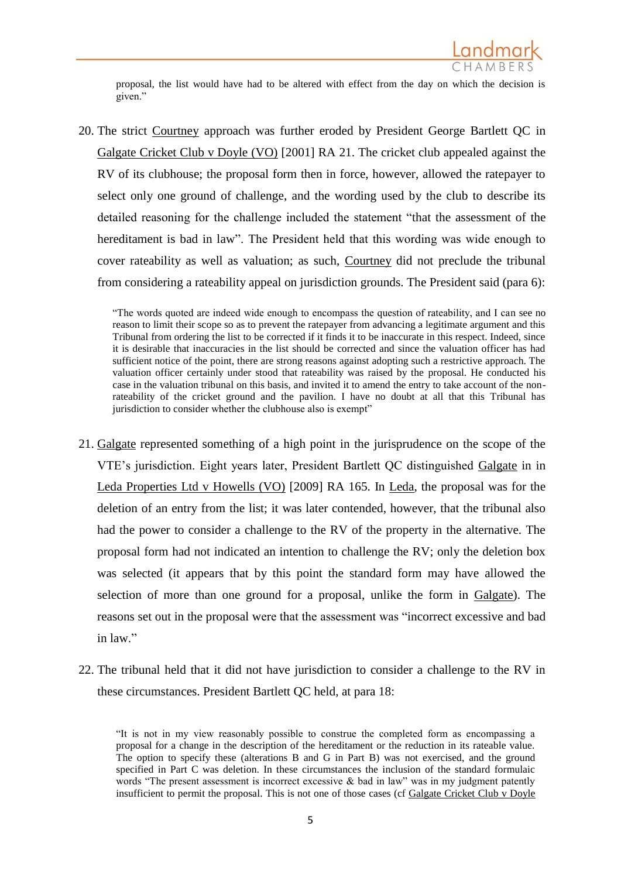proposal, the list would have had to be altered with effect from the day on which the decision is given."

20. The strict Courtney approach was further eroded by President George Bartlett QC in Galgate Cricket Club v Doyle (VO) [2001] RA 21. The cricket club appealed against the RV of its clubhouse; the proposal form then in force, however, allowed the ratepayer to select only one ground of challenge, and the wording used by the club to describe its detailed reasoning for the challenge included the statement "that the assessment of the hereditament is bad in law". The President held that this wording was wide enough to cover rateability as well as valuation; as such, Courtney did not preclude the tribunal from considering a rateability appeal on jurisdiction grounds. The President said (para 6):

> "The words quoted are indeed wide enough to encompass the question of rateability, and I can see no reason to limit their scope so as to prevent the ratepayer from advancing a legitimate argument and this Tribunal from ordering the list to be corrected if it finds it to be inaccurate in this respect. Indeed, since it is desirable that inaccuracies in the list should be corrected and since the valuation officer has had sufficient notice of the point, there are strong reasons against adopting such a restrictive approach. The valuation officer certainly under stood that rateability was raised by the proposal. He conducted his case in the valuation tribunal on this basis, and invited it to amend the entry to take account of the non-rateability of the cricket ground and the pavilion. I have no doubt at all that this Tribunal has jurisdiction to consider whether the clubhouse also is exempt"

21. Galgate represented something of a high point in the jurisprudence on the scope of the VTE's jurisdiction. Eight years later, President Bartlett QC distinguished Galgate in in Leda Properties Ltd v Howells (VO) [2009] RA 165. In Leda, the proposal was for the deletion of an entry from the list; it was later contended, however, that the tribunal also had the power to consider a challenge to the RV of the property in the alternative. The proposal form had not indicated an intention to challenge the RV; only the deletion box was selected (it appears that by this point the standard form may have allowed the selection of more than one ground for a proposal, unlike the form in Galgate). The reasons set out in the proposal were that the assessment was "incorrect excessive and bad in law."

22. The tribunal held that it did not have jurisdiction to consider a challenge to the RV in these circumstances. President Bartlett QC held, at para 18:

> "It is not in my view reasonably possible to construe the completed form as encompassing a proposal for a change in the description of the hereditament or the reduction in its rateable value. The option to specify these (alterations B and G in Part B) was not exercised, and the ground specified in Part C was deletion. In these circumstances the inclusion of the standard formulaic words "The present assessment is incorrect excessive & bad in law" was in my judgment patently insufficient to permit the proposal. This is not one of those cases (cf Galgate Cricket Club v Doyle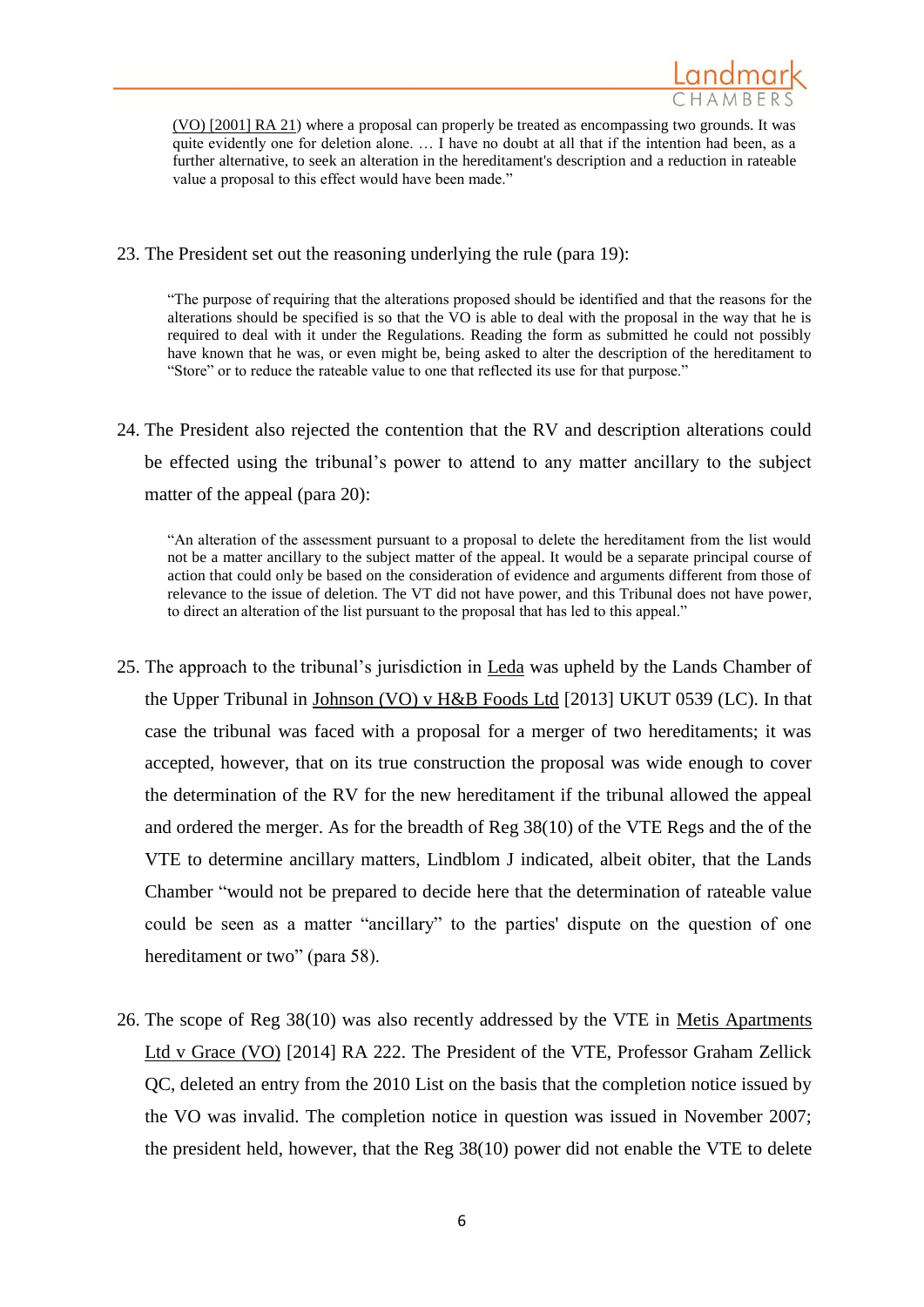(VO) [2001] RA 21) where a proposal can properly be treated as encompassing two grounds. It was quite evidently one for deletion alone. … I have no doubt at all that if the intention had been, as a further alternative, to seek an alteration in the hereditament's description and a reduction in rateable value a proposal to this effect would have been made."

23. The President set out the reasoning underlying the rule (para 19):

> "The purpose of requiring that the alterations proposed should be identified and that the reasons for the alterations should be specified is so that the VO is able to deal with the proposal in the way that he is required to deal with it under the Regulations. Reading the form as submitted he could not possibly have known that he was, or even might be, being asked to alter the description of the hereditament to "Store" or to reduce the rateable value to one that reflected its use for that purpose."

24. The President also rejected the contention that the RV and description alterations could be effected using the tribunal's power to attend to any matter ancillary to the subject matter of the appeal (para 20):

> "An alteration of the assessment pursuant to a proposal to delete the hereditament from the list would not be a matter ancillary to the subject matter of the appeal. It would be a separate principal course of action that could only be based on the consideration of evidence and arguments different from those of relevance to the issue of deletion. The VT did not have power, and this Tribunal does not have power, to direct an alteration of the list pursuant to the proposal that has led to this appeal."

25. The approach to the tribunal's jurisdiction in Leda was upheld by the Lands Chamber of the Upper Tribunal in Johnson (VO) v H&B Foods Ltd [2013] UKUT 0539 (LC). In that case the tribunal was faced with a proposal for a merger of two hereditaments; it was accepted, however, that on its true construction the proposal was wide enough to cover the determination of the RV for the new hereditament if the tribunal allowed the appeal and ordered the merger. As for the breadth of Reg 38(10) of the VTE Regs and the of the VTE to determine ancillary matters, Lindblom J indicated, albeit obiter, that the Lands Chamber "would not be prepared to decide here that the determination of rateable value could be seen as a matter "ancillary" to the parties' dispute on the question of one hereditament or two" (para 58).

26. The scope of Reg 38(10) was also recently addressed by the VTE in Metis Apartments Ltd v Grace (VO) [2014] RA 222. The President of the VTE, Professor Graham Zellick QC, deleted an entry from the 2010 List on the basis that the completion notice issued by the VO was invalid. The completion notice in question was issued in November 2007; the president held, however, that the Reg 38(10) power did not enable the VTE to delete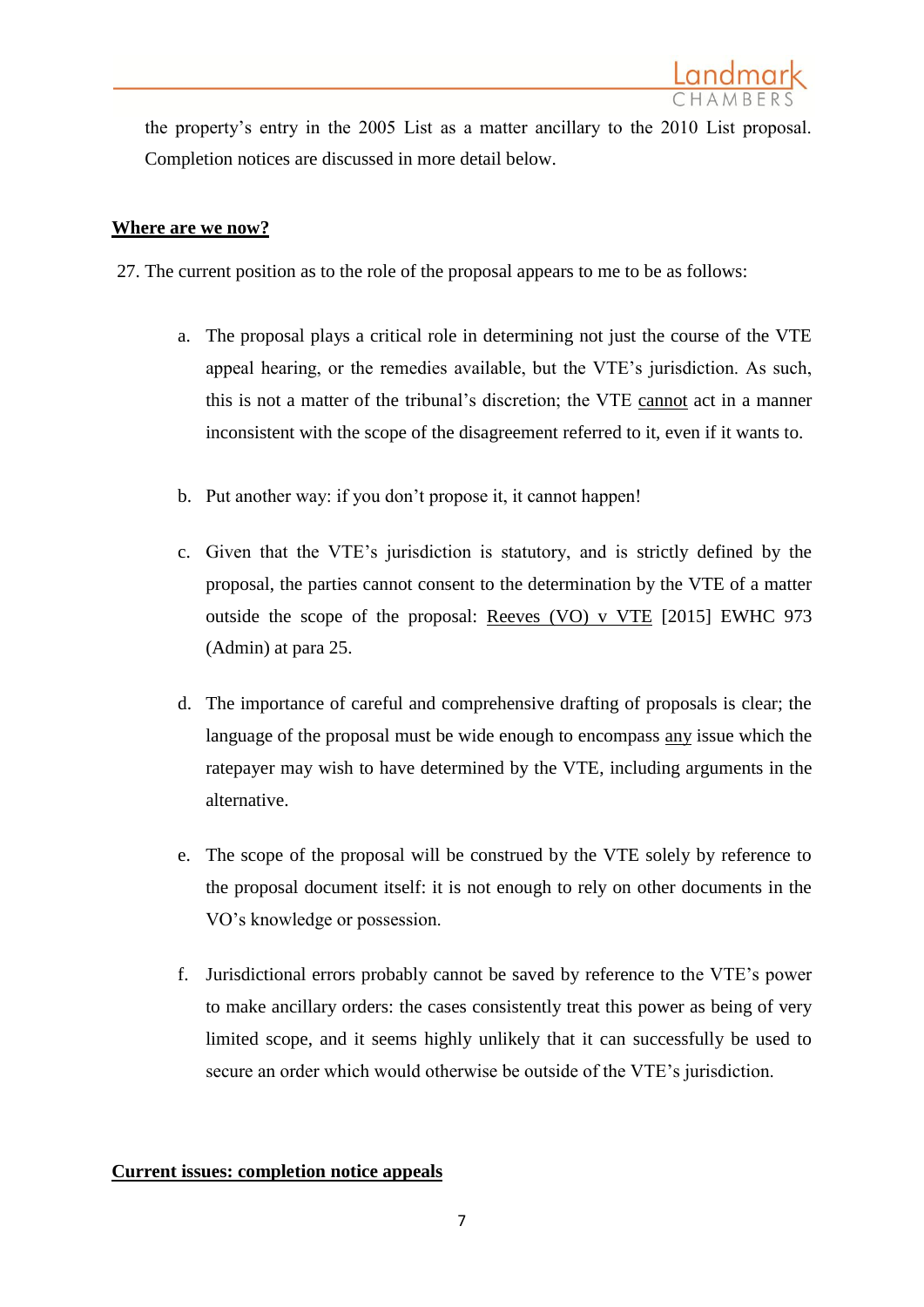the property's entry in the 2005 List as a matter ancillary to the 2010 List proposal. Completion notices are discussed in more detail below.

**Where are we now?**

27. The current position as to the role of the proposal appears to me to be as follows:

   a. The proposal plays a critical role in determining not just the course of the VTE appeal hearing, or the remedies available, but the VTE's jurisdiction. As such, this is not a matter of the tribunal's discretion; the VTE cannot act in a manner inconsistent with the scope of the disagreement referred to it, even if it wants to.

   b. Put another way: if you don't propose it, it cannot happen!

   c. Given that the VTE's jurisdiction is statutory, and is strictly defined by the proposal, the parties cannot consent to the determination by the VTE of a matter outside the scope of the proposal: Reeves (VO) v VTE [2015] EWHC 973 (Admin) at para 25.

   d. The importance of careful and comprehensive drafting of proposals is clear; the language of the proposal must be wide enough to encompass any issue which the ratepayer may wish to have determined by the VTE, including arguments in the alternative.

   e. The scope of the proposal will be construed by the VTE solely by reference to the proposal document itself: it is not enough to rely on other documents in the VO's knowledge or possession.

   f. Jurisdictional errors probably cannot be saved by reference to the VTE's power to make ancillary orders: the cases consistently treat this power as being of very limited scope, and it seems highly unlikely that it can successfully be used to secure an order which would otherwise be outside of the VTE's jurisdiction.

**Current issues: completion notice appeals**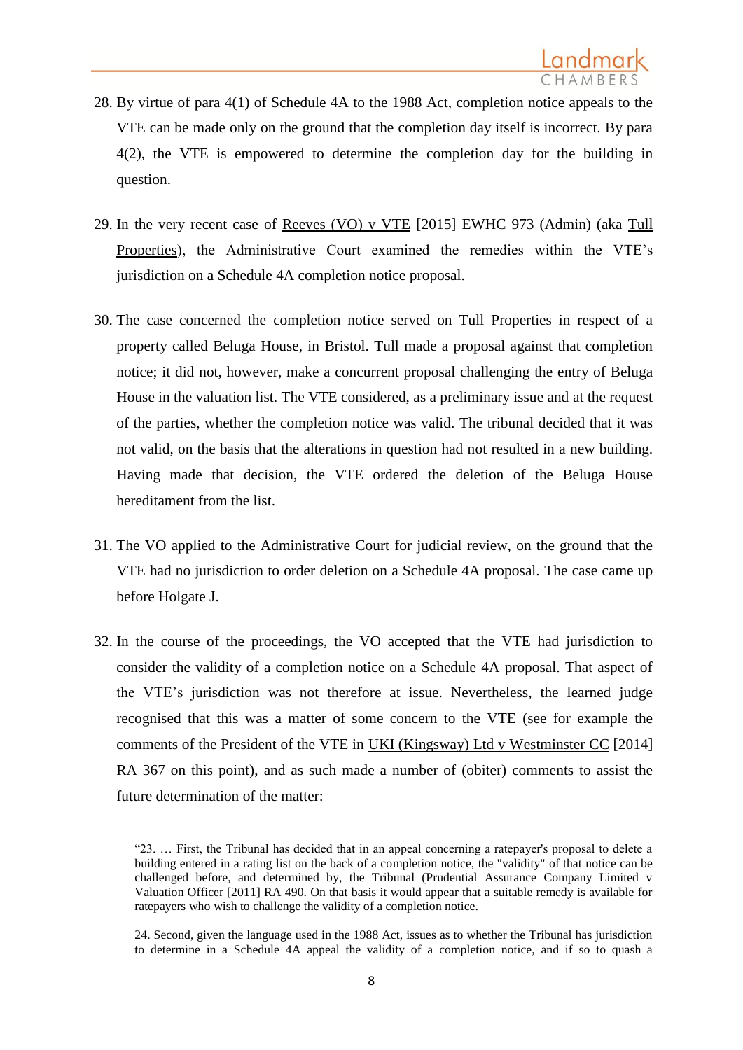28. By virtue of para 4(1) of Schedule 4A to the 1988 Act, completion notice appeals to the VTE can be made only on the ground that the completion day itself is incorrect. By para 4(2), the VTE is empowered to determine the completion day for the building in question.

29. In the very recent case of Reeves (VO) v VTE [2015] EWHC 973 (Admin) (aka Tull Properties), the Administrative Court examined the remedies within the VTE's jurisdiction on a Schedule 4A completion notice proposal.

30. The case concerned the completion notice served on Tull Properties in respect of a property called Beluga House, in Bristol. Tull made a proposal against that completion notice; it did not, however, make a concurrent proposal challenging the entry of Beluga House in the valuation list. The VTE considered, as a preliminary issue and at the request of the parties, whether the completion notice was valid. The tribunal decided that it was not valid, on the basis that the alterations in question had not resulted in a new building. Having made that decision, the VTE ordered the deletion of the Beluga House hereditament from the list.

31. The VO applied to the Administrative Court for judicial review, on the ground that the VTE had no jurisdiction to order deletion on a Schedule 4A proposal. The case came up before Holgate J.

32. In the course of the proceedings, the VO accepted that the VTE had jurisdiction to consider the validity of a completion notice on a Schedule 4A proposal. That aspect of the VTE's jurisdiction was not therefore at issue. Nevertheless, the learned judge recognised that this was a matter of some concern to the VTE (see for example the comments of the President of the VTE in UKI (Kingsway) Ltd v Westminster CC [2014] RA 367 on this point), and as such made a number of (obiter) comments to assist the future determination of the matter:

> "23. … First, the Tribunal has decided that in an appeal concerning a ratepayer's proposal to delete a building entered in a rating list on the back of a completion notice, the "validity" of that notice can be challenged before, and determined by, the Tribunal (Prudential Assurance Company Limited v Valuation Officer [2011] RA 490. On that basis it would appear that a suitable remedy is available for ratepayers who wish to challenge the validity of a completion notice.
>
> 24. Second, given the language used in the 1988 Act, issues as to whether the Tribunal has jurisdiction to determine in a Schedule 4A appeal the validity of a completion notice, and if so to quash a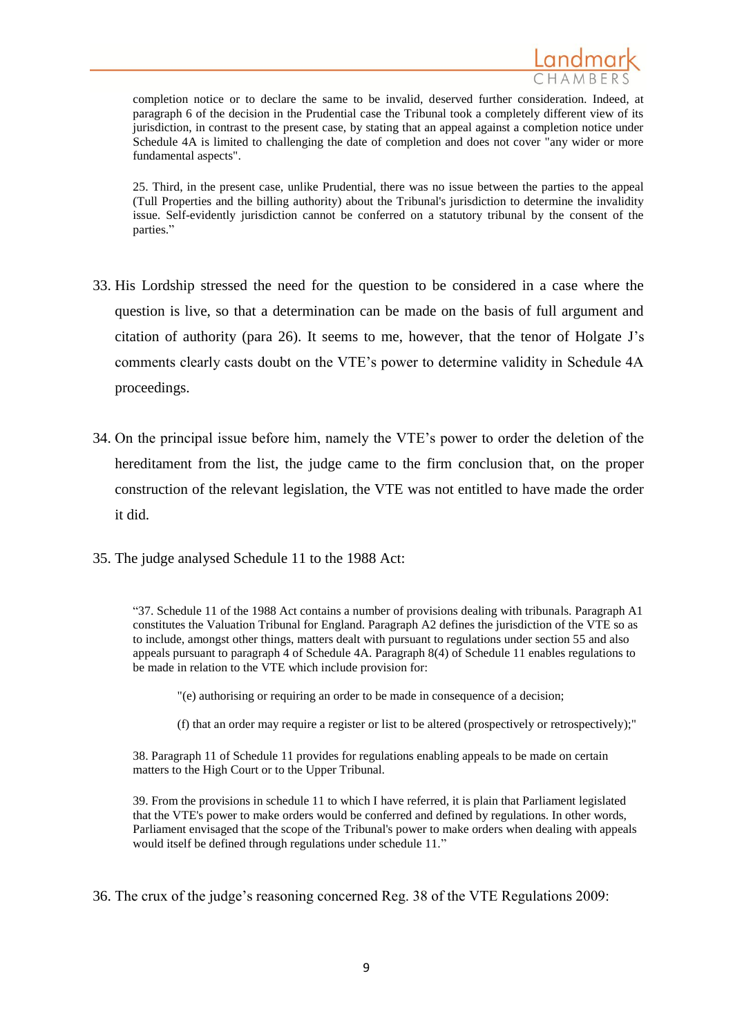> completion notice or to declare the same to be invalid, deserved further consideration. Indeed, at paragraph 6 of the decision in the Prudential case the Tribunal took a completely different view of its jurisdiction, in contrast to the present case, by stating that an appeal against a completion notice under Schedule 4A is limited to challenging the date of completion and does not cover "any wider or more fundamental aspects".
>
> 25. Third, in the present case, unlike Prudential, there was no issue between the parties to the appeal (Tull Properties and the billing authority) about the Tribunal's jurisdiction to determine the invalidity issue. Self-evidently jurisdiction cannot be conferred on a statutory tribunal by the consent of the parties."

33. His Lordship stressed the need for the question to be considered in a case where the question is live, so that a determination can be made on the basis of full argument and citation of authority (para 26). It seems to me, however, that the tenor of Holgate J's comments clearly casts doubt on the VTE's power to determine validity in Schedule 4A proceedings.

34. On the principal issue before him, namely the VTE's power to order the deletion of the hereditament from the list, the judge came to the firm conclusion that, on the proper construction of the relevant legislation, the VTE was not entitled to have made the order it did.

35. The judge analysed Schedule 11 to the 1988 Act:

> "37. Schedule 11 of the 1988 Act contains a number of provisions dealing with tribunals. Paragraph A1 constitutes the Valuation Tribunal for England. Paragraph A2 defines the jurisdiction of the VTE so as to include, amongst other things, matters dealt with pursuant to regulations under section 55 and also appeals pursuant to paragraph 4 of Schedule 4A. Paragraph 8(4) of Schedule 11 enables regulations to be made in relation to the VTE which include provision for:
>
> > "(e) authorising or requiring an order to be made in consequence of a decision;
> >
> > (f) that an order may require a register or list to be altered (prospectively or retrospectively);"
>
> 38. Paragraph 11 of Schedule 11 provides for regulations enabling appeals to be made on certain matters to the High Court or to the Upper Tribunal.
>
> 39. From the provisions in schedule 11 to which I have referred, it is plain that Parliament legislated that the VTE's power to make orders would be conferred and defined by regulations. In other words, Parliament envisaged that the scope of the Tribunal's power to make orders when dealing with appeals would itself be defined through regulations under schedule 11."

36. The crux of the judge's reasoning concerned Reg. 38 of the VTE Regulations 2009: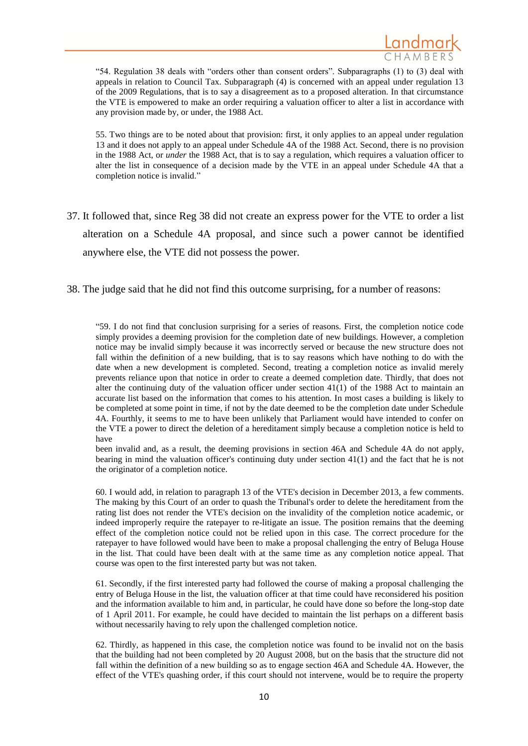> "54. Regulation 38 deals with "orders other than consent orders". Subparagraphs (1) to (3) deal with appeals in relation to Council Tax. Subparagraph (4) is concerned with an appeal under regulation 13 of the 2009 Regulations, that is to say a disagreement as to a proposed alteration. In that circumstance the VTE is empowered to make an order requiring a valuation officer to alter a list in accordance with any provision made by, or under, the 1988 Act.
>
> 55. Two things are to be noted about that provision: first, it only applies to an appeal under regulation 13 and it does not apply to an appeal under Schedule 4A of the 1988 Act. Second, there is no provision in the 1988 Act, or *under* the 1988 Act, that is to say a regulation, which requires a valuation officer to alter the list in consequence of a decision made by the VTE in an appeal under Schedule 4A that a completion notice is invalid."

37. It followed that, since Reg 38 did not create an express power for the VTE to order a list alteration on a Schedule 4A proposal, and since such a power cannot be identified anywhere else, the VTE did not possess the power.

38. The judge said that he did not find this outcome surprising, for a number of reasons:

> "59. I do not find that conclusion surprising for a series of reasons. First, the completion notice code simply provides a deeming provision for the completion date of new buildings. However, a completion notice may be invalid simply because it was incorrectly served or because the new structure does not fall within the definition of a new building, that is to say reasons which have nothing to do with the date when a new development is completed. Second, treating a completion notice as invalid merely prevents reliance upon that notice in order to create a deemed completion date. Thirdly, that does not alter the continuing duty of the valuation officer under section 41(1) of the 1988 Act to maintain an accurate list based on the information that comes to his attention. In most cases a building is likely to be completed at some point in time, if not by the date deemed to be the completion date under Schedule 4A. Fourthly, it seems to me to have been unlikely that Parliament would have intended to confer on the VTE a power to direct the deletion of a hereditament simply because a completion notice is held to have been invalid and, as a result, the deeming provisions in section 46A and Schedule 4A do not apply, bearing in mind the valuation officer's continuing duty under section 41(1) and the fact that he is not the originator of a completion notice.
>
> 60. I would add, in relation to paragraph 13 of the VTE's decision in December 2013, a few comments. The making by this Court of an order to quash the Tribunal's order to delete the hereditament from the rating list does not render the VTE's decision on the invalidity of the completion notice academic, or indeed improperly require the ratepayer to re-litigate an issue. The position remains that the deeming effect of the completion notice could not be relied upon in this case. The correct procedure for the ratepayer to have followed would have been to make a proposal challenging the entry of Beluga House in the list. That could have been dealt with at the same time as any completion notice appeal. That course was open to the first interested party but was not taken.
>
> 61. Secondly, if the first interested party had followed the course of making a proposal challenging the entry of Beluga House in the list, the valuation officer at that time could have reconsidered his position and the information available to him and, in particular, he could have done so before the long-stop date of 1 April 2011. For example, he could have decided to maintain the list perhaps on a different basis without necessarily having to rely upon the challenged completion notice.
>
> 62. Thirdly, as happened in this case, the completion notice was found to be invalid not on the basis that the building had not been completed by 20 August 2008, but on the basis that the structure did not fall within the definition of a new building so as to engage section 46A and Schedule 4A. However, the effect of the VTE's quashing order, if this court should not intervene, would be to require the property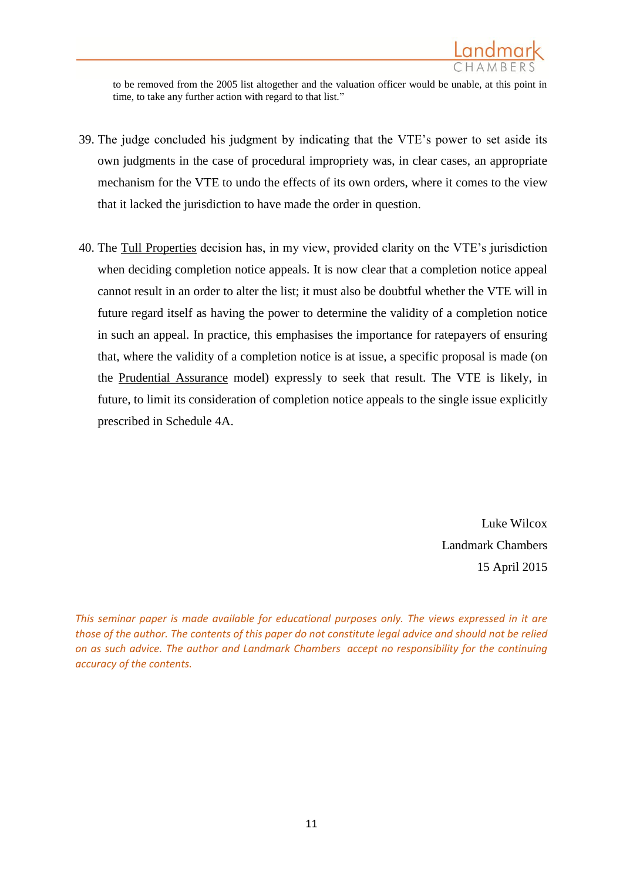> to be removed from the 2005 list altogether and the valuation officer would be unable, at this point in time, to take any further action with regard to that list."

39. The judge concluded his judgment by indicating that the VTE's power to set aside its own judgments in the case of procedural impropriety was, in clear cases, an appropriate mechanism for the VTE to undo the effects of its own orders, where it comes to the view that it lacked the jurisdiction to have made the order in question.

40. The Tull Properties decision has, in my view, provided clarity on the VTE's jurisdiction when deciding completion notice appeals. It is now clear that a completion notice appeal cannot result in an order to alter the list; it must also be doubtful whether the VTE will in future regard itself as having the power to determine the validity of a completion notice in such an appeal. In practice, this emphasises the importance for ratepayers of ensuring that, where the validity of a completion notice is at issue, a specific proposal is made (on the Prudential Assurance model) expressly to seek that result. The VTE is likely, in future, to limit its consideration of completion notice appeals to the single issue explicitly prescribed in Schedule 4A.

Luke Wilcox
Landmark Chambers
15 April 2015

*This seminar paper is made available for educational purposes only. The views expressed in it are those of the author. The contents of this paper do not constitute legal advice and should not be relied on as such advice. The author and Landmark Chambers accept no responsibility for the continuing accuracy of the contents.*